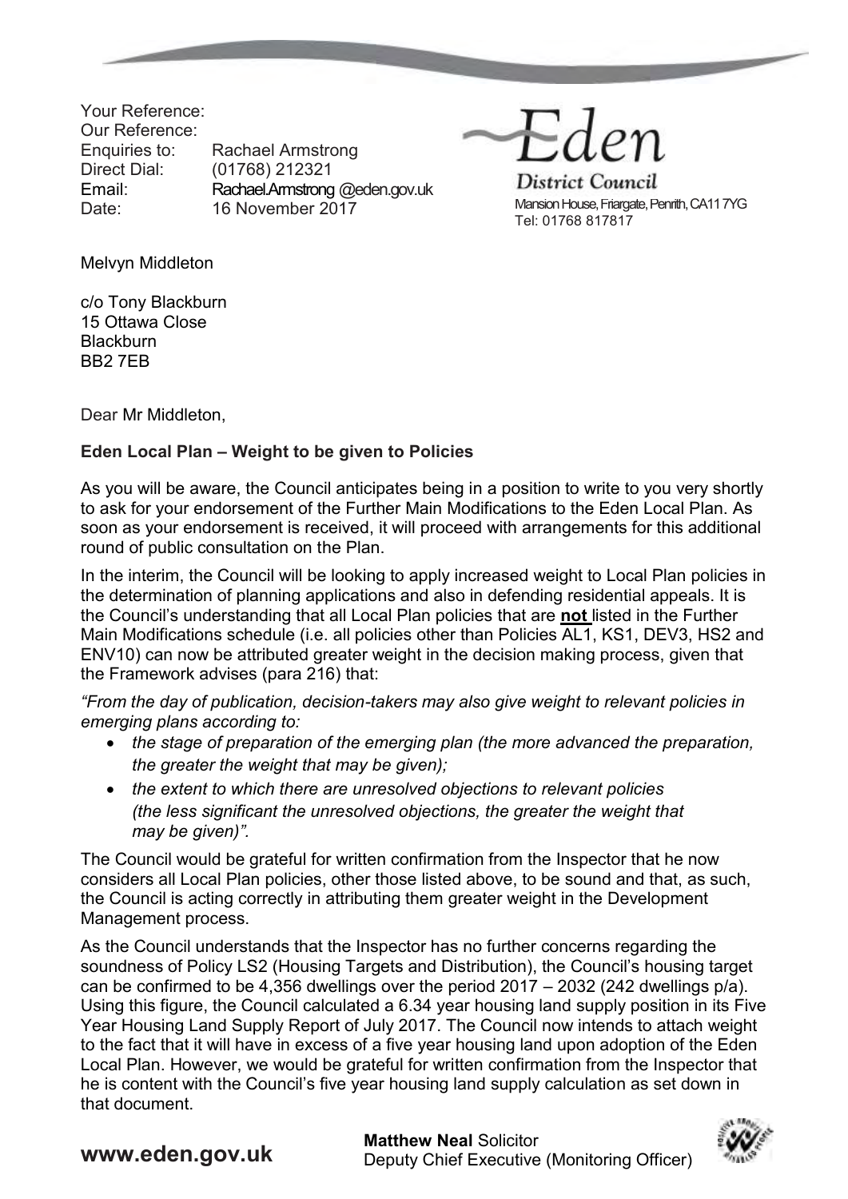Your Reference:
Our Reference:
Enquiries to: Rachael Armstrong
Direct Dial: (01768) 212321
Email: Rachael.Armstrong @eden.gov.uk
Date: 16 November 2017

Eden District Council
Mansion House, Friargate, Penrith, CA11 7YG
Tel: 01768 817817

Melvyn Middleton

c/o Tony Blackburn
15 Ottawa Close
Blackburn
BB2 7EB

Dear Mr Middleton,

**Eden Local Plan – Weight to be given to Policies**

As you will be aware, the Council anticipates being in a position to write to you very shortly to ask for your endorsement of the Further Main Modifications to the Eden Local Plan. As soon as your endorsement is received, it will proceed with arrangements for this additional round of public consultation on the Plan.

In the interim, the Council will be looking to apply increased weight to Local Plan policies in the determination of planning applications and also in defending residential appeals. It is the Council's understanding that all Local Plan policies that are **not** listed in the Further Main Modifications schedule (i.e. all policies other than Policies AL1, KS1, DEV3, HS2 and ENV10) can now be attributed greater weight in the decision making process, given that the Framework advises (para 216) that:

*"From the day of publication, decision-takers may also give weight to relevant policies in emerging plans according to:*

- *the stage of preparation of the emerging plan (the more advanced the preparation, the greater the weight that may be given);*
- *the extent to which there are unresolved objections to relevant policies (the less significant the unresolved objections, the greater the weight that may be given)".*

The Council would be grateful for written confirmation from the Inspector that he now considers all Local Plan policies, other those listed above, to be sound and that, as such, the Council is acting correctly in attributing them greater weight in the Development Management process.

As the Council understands that the Inspector has no further concerns regarding the soundness of Policy LS2 (Housing Targets and Distribution), the Council's housing target can be confirmed to be 4,356 dwellings over the period 2017 – 2032 (242 dwellings p/a). Using this figure, the Council calculated a 6.34 year housing land supply position in its Five Year Housing Land Supply Report of July 2017. The Council now intends to attach weight to the fact that it will have in excess of a five year housing land upon adoption of the Eden Local Plan. However, we would be grateful for written confirmation from the Inspector that he is content with the Council's five year housing land supply calculation as set down in that document.

www.eden.gov.uk

**Matthew Neal** Solicitor
Deputy Chief Executive (Monitoring Officer)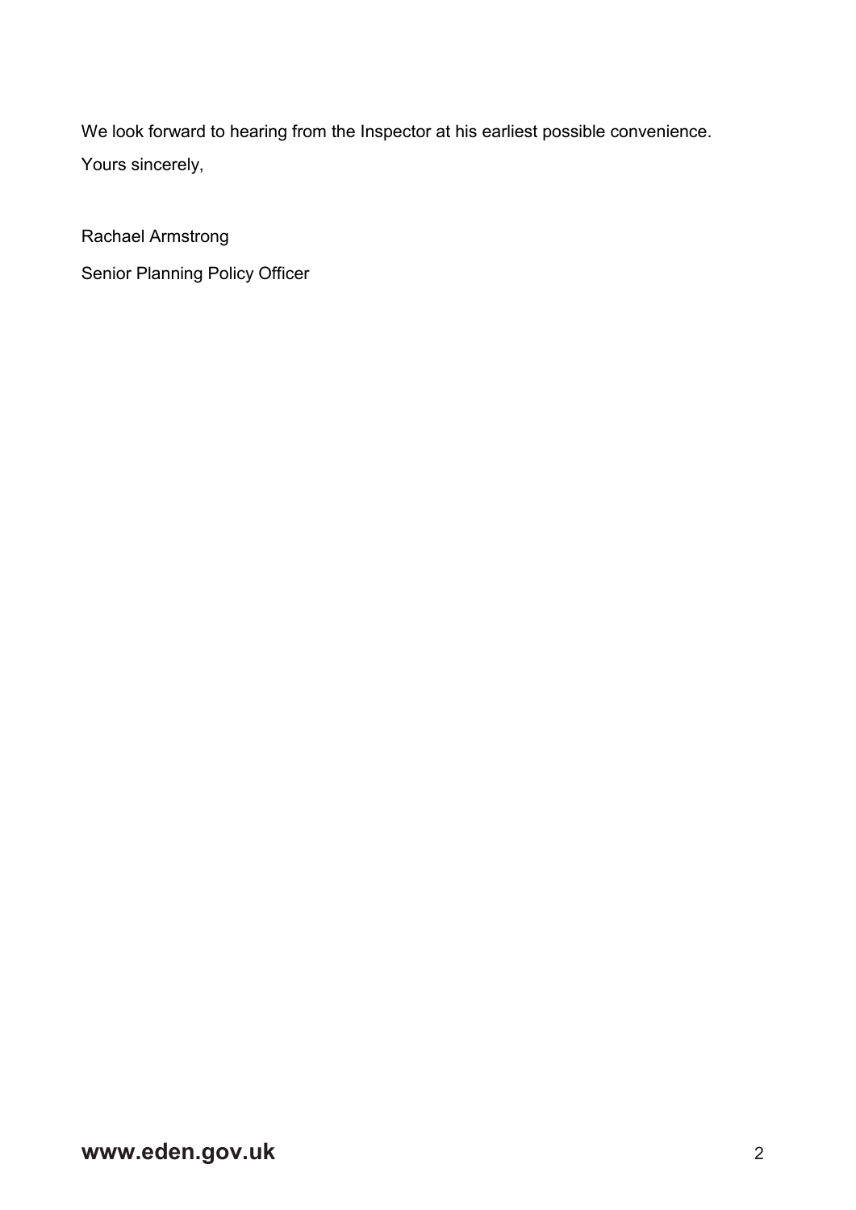We look forward to hearing from the Inspector at his earliest possible convenience.

Yours sincerely,

Rachael Armstrong

Senior Planning Policy Officer